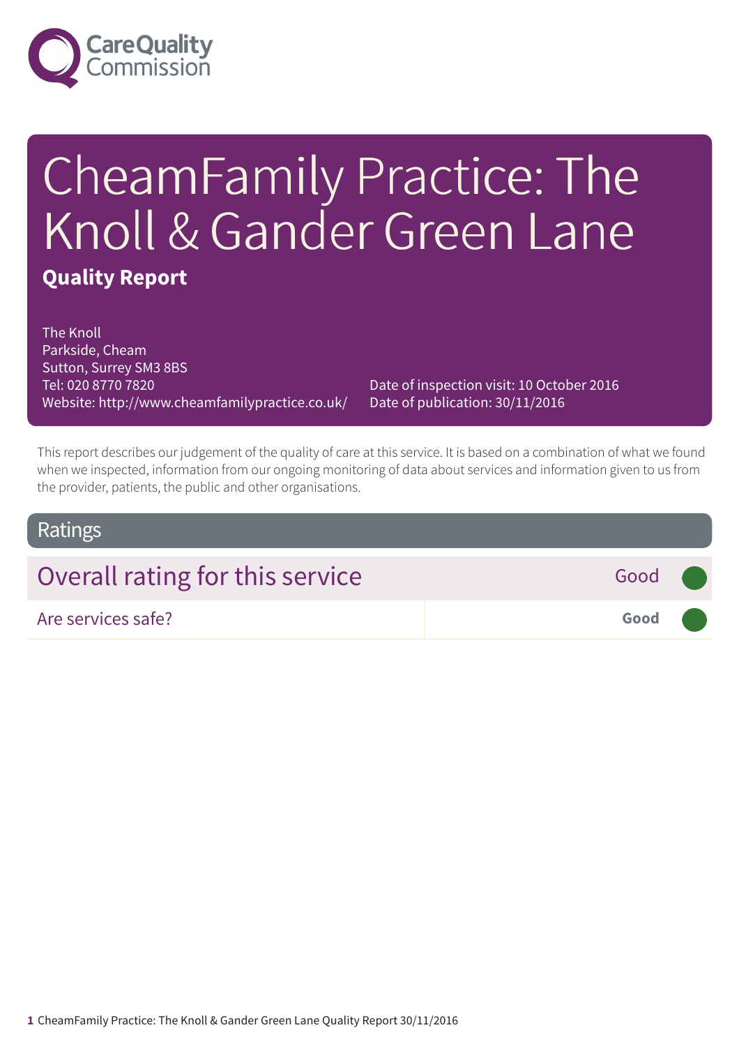Care Quality Commission

# CheamFamily Practice: The Knoll & Gander Green Lane

**Quality Report**

The Knoll
Parkside, Cheam
Sutton, Surrey SM3 8BS
Tel: 020 8770 7820
Website: http://www.cheamfamilypractice.co.uk/

Date of inspection visit: 10 October 2016
Date of publication: 30/11/2016

This report describes our judgement of the quality of care at this service. It is based on a combination of what we found when we inspected, information from our ongoing monitoring of data about services and information given to us from the provider, patients, the public and other organisations.

## Ratings

| Overall rating for this service | Good |
|---|---|
| Are services safe? | **Good** |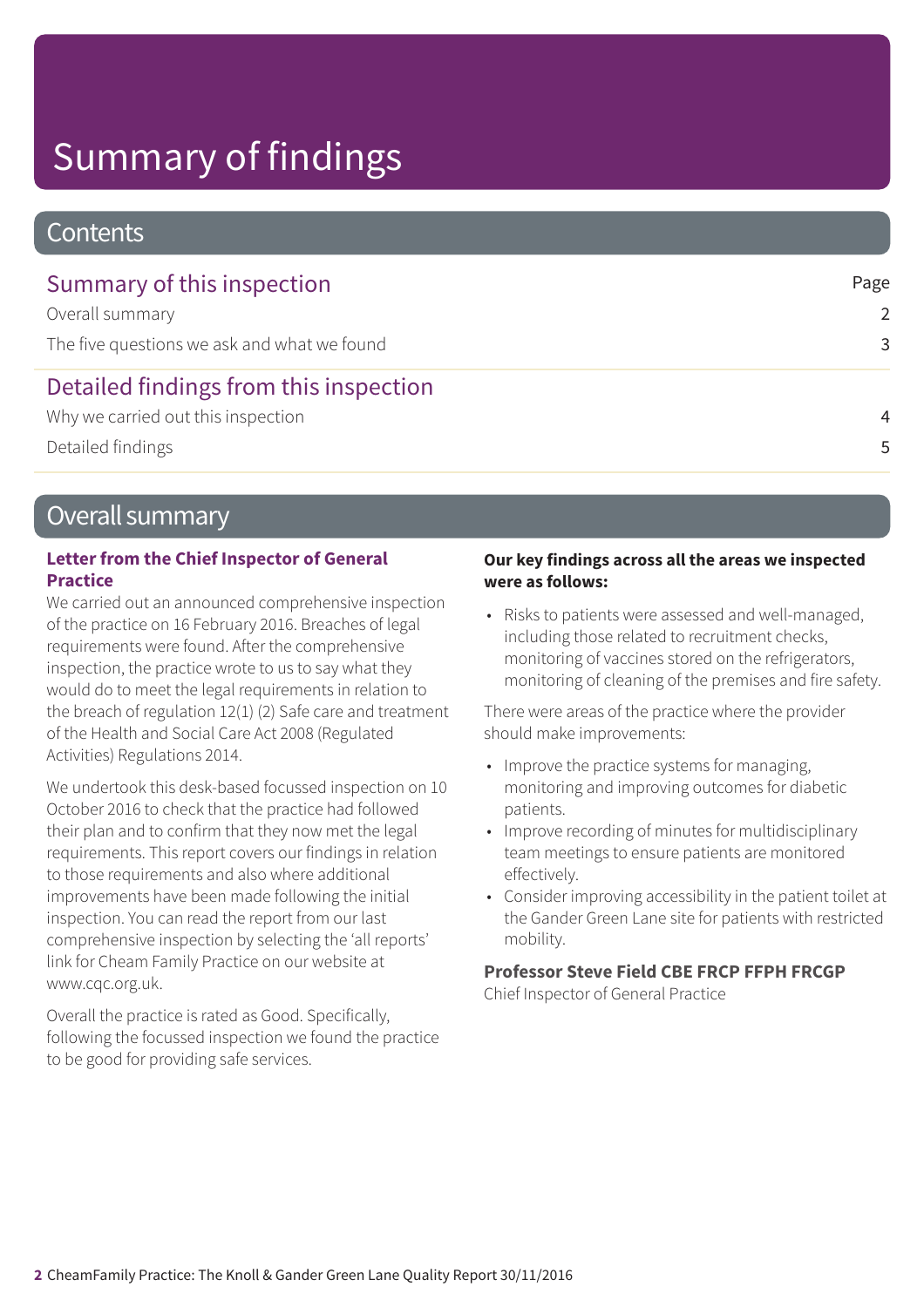# Summary of findings

## Contents

### Summary of this inspection

| | Page |
|---|---|
| Overall summary | 2 |
| The five questions we ask and what we found | 3 |

### Detailed findings from this inspection

| | |
|---|---|
| Why we carried out this inspection | 4 |
| Detailed findings | 5 |

## Overall summary

**Letter from the Chief Inspector of General Practice**

We carried out an announced comprehensive inspection of the practice on 16 February 2016. Breaches of legal requirements were found. After the comprehensive inspection, the practice wrote to us to say what they would do to meet the legal requirements in relation to the breach of regulation 12(1) (2) Safe care and treatment of the Health and Social Care Act 2008 (Regulated Activities) Regulations 2014.

We undertook this desk-based focussed inspection on 10 October 2016 to check that the practice had followed their plan and to confirm that they now met the legal requirements. This report covers our findings in relation to those requirements and also where additional improvements have been made following the initial inspection. You can read the report from our last comprehensive inspection by selecting the 'all reports' link for Cheam Family Practice on our website at www.cqc.org.uk.

Overall the practice is rated as Good. Specifically, following the focussed inspection we found the practice to be good for providing safe services.

**Our key findings across all the areas we inspected were as follows:**

- Risks to patients were assessed and well-managed, including those related to recruitment checks, monitoring of vaccines stored on the refrigerators, monitoring of cleaning of the premises and fire safety.

There were areas of the practice where the provider should make improvements:

- Improve the practice systems for managing, monitoring and improving outcomes for diabetic patients.
- Improve recording of minutes for multidisciplinary team meetings to ensure patients are monitored effectively.
- Consider improving accessibility in the patient toilet at the Gander Green Lane site for patients with restricted mobility.

**Professor Steve Field CBE FRCP FFPH FRCGP**
Chief Inspector of General Practice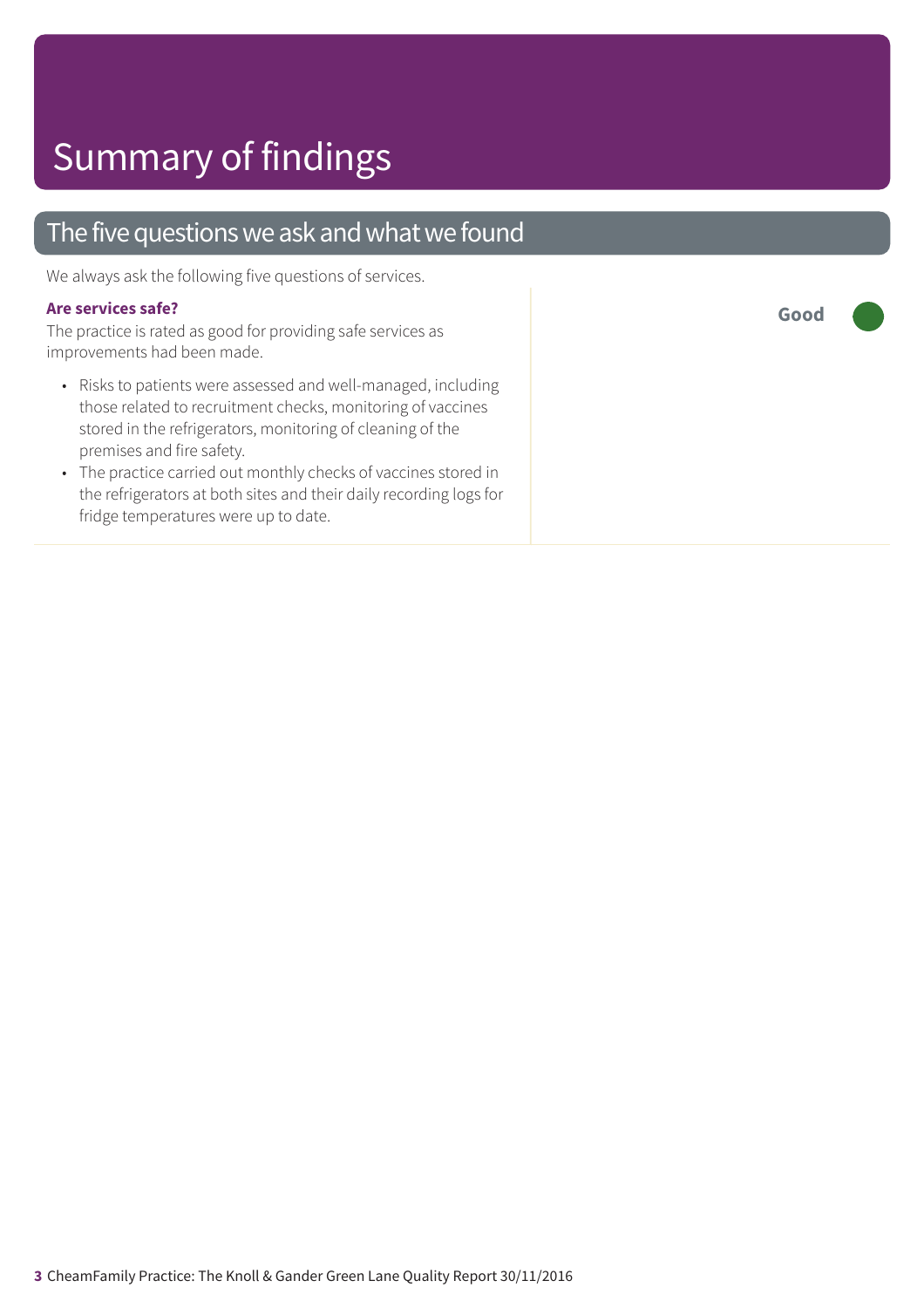# Summary of findings

## The five questions we ask and what we found

We always ask the following five questions of services.

**Are services safe?**

**Good**

The practice is rated as good for providing safe services as improvements had been made.

- Risks to patients were assessed and well-managed, including those related to recruitment checks, monitoring of vaccines stored in the refrigerators, monitoring of cleaning of the premises and fire safety.
- The practice carried out monthly checks of vaccines stored in the refrigerators at both sites and their daily recording logs for fridge temperatures were up to date.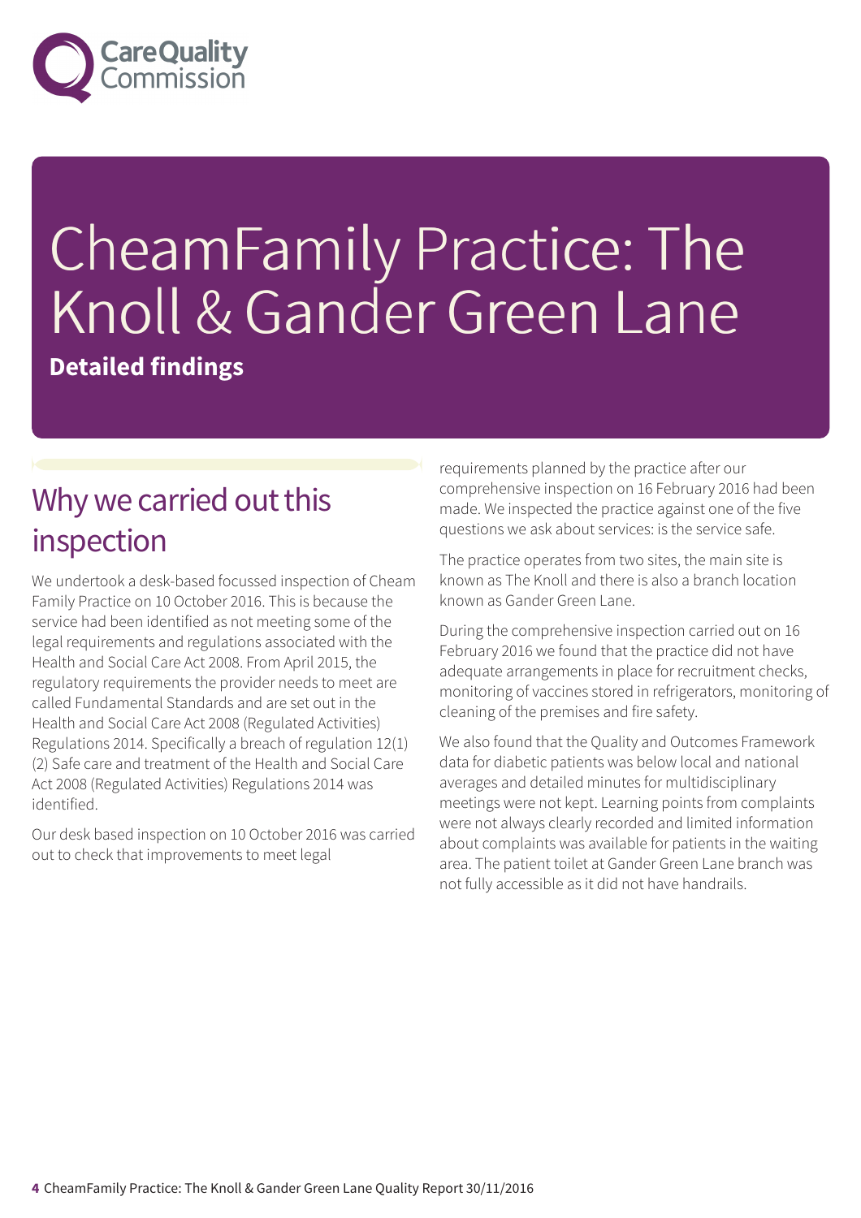# CheamFamily Practice: The Knoll & Gander Green Lane

**Detailed findings**

## Why we carried out this inspection

We undertook a desk-based focussed inspection of Cheam Family Practice on 10 October 2016. This is because the service had been identified as not meeting some of the legal requirements and regulations associated with the Health and Social Care Act 2008. From April 2015, the regulatory requirements the provider needs to meet are called Fundamental Standards and are set out in the Health and Social Care Act 2008 (Regulated Activities) Regulations 2014. Specifically a breach of regulation 12(1)(2) Safe care and treatment of the Health and Social Care Act 2008 (Regulated Activities) Regulations 2014 was identified.

Our desk based inspection on 10 October 2016 was carried out to check that improvements to meet legal requirements planned by the practice after our comprehensive inspection on 16 February 2016 had been made. We inspected the practice against one of the five questions we ask about services: is the service safe.

The practice operates from two sites, the main site is known as The Knoll and there is also a branch location known as Gander Green Lane.

During the comprehensive inspection carried out on 16 February 2016 we found that the practice did not have adequate arrangements in place for recruitment checks, monitoring of vaccines stored in refrigerators, monitoring of cleaning of the premises and fire safety.

We also found that the Quality and Outcomes Framework data for diabetic patients was below local and national averages and detailed minutes for multidisciplinary meetings were not kept. Learning points from complaints were not always clearly recorded and limited information about complaints was available for patients in the waiting area. The patient toilet at Gander Green Lane branch was not fully accessible as it did not have handrails.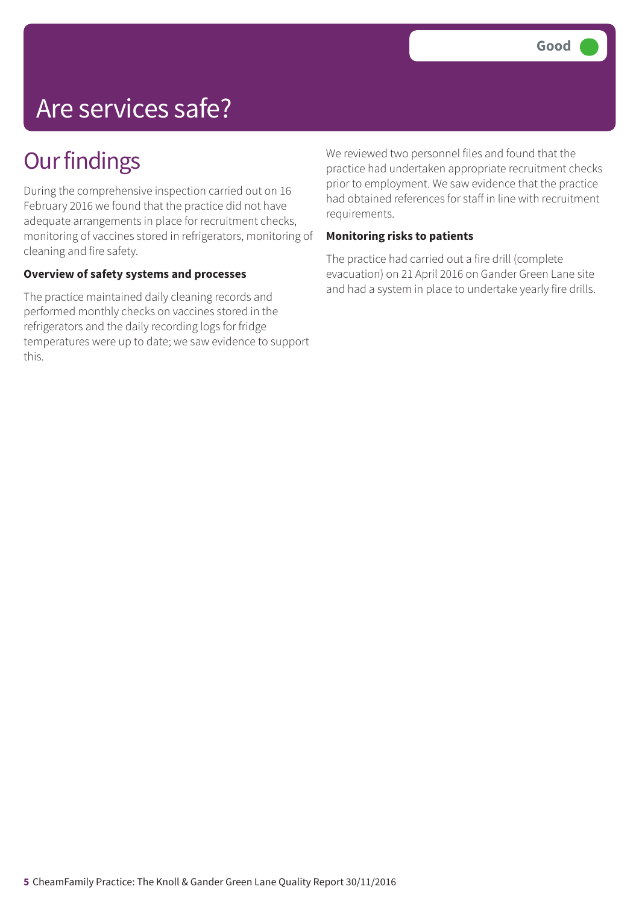Good

# Are services safe?

## Our findings

During the comprehensive inspection carried out on 16 February 2016 we found that the practice did not have adequate arrangements in place for recruitment checks, monitoring of vaccines stored in refrigerators, monitoring of cleaning and fire safety.

**Overview of safety systems and processes**

The practice maintained daily cleaning records and performed monthly checks on vaccines stored in the refrigerators and the daily recording logs for fridge temperatures were up to date; we saw evidence to support this.

We reviewed two personnel files and found that the practice had undertaken appropriate recruitment checks prior to employment. We saw evidence that the practice had obtained references for staff in line with recruitment requirements.

**Monitoring risks to patients**

The practice had carried out a fire drill (complete evacuation) on 21 April 2016 on Gander Green Lane site and had a system in place to undertake yearly fire drills.